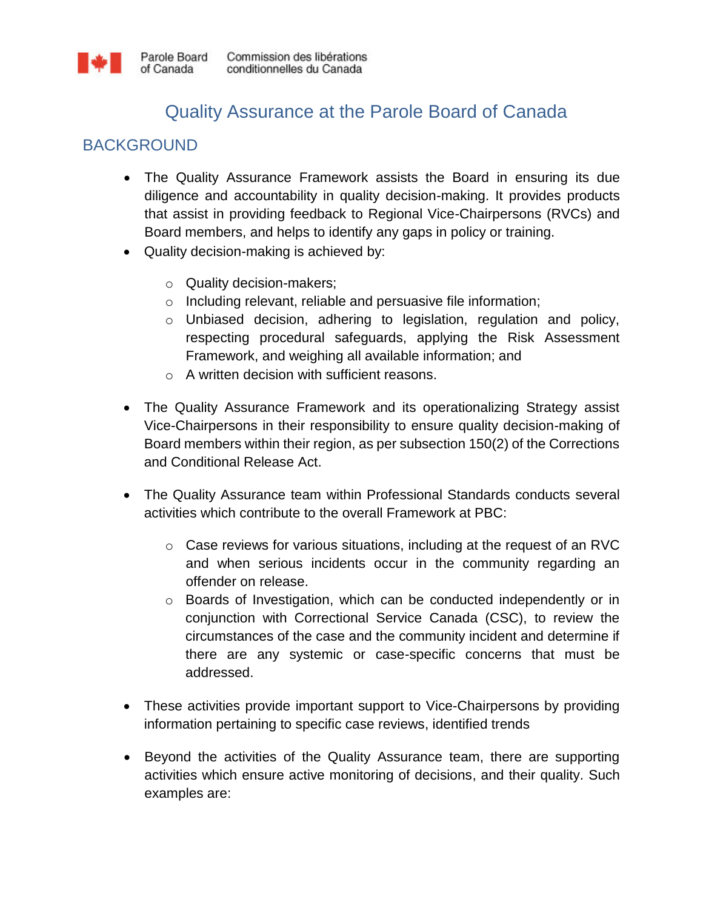Parole Board of Canada | Commission des libérations conditionnelles du Canada

# Quality Assurance at the Parole Board of Canada

## BACKGROUND

- The Quality Assurance Framework assists the Board in ensuring its due diligence and accountability in quality decision-making. It provides products that assist in providing feedback to Regional Vice-Chairpersons (RVCs) and Board members, and helps to identify any gaps in policy or training.
- Quality decision-making is achieved by:
    - Quality decision-makers;
    - Including relevant, reliable and persuasive file information;
    - Unbiased decision, adhering to legislation, regulation and policy, respecting procedural safeguards, applying the Risk Assessment Framework, and weighing all available information; and
    - A written decision with sufficient reasons.
- The Quality Assurance Framework and its operationalizing Strategy assist Vice-Chairpersons in their responsibility to ensure quality decision-making of Board members within their region, as per subsection 150(2) of the Corrections and Conditional Release Act.
- The Quality Assurance team within Professional Standards conducts several activities which contribute to the overall Framework at PBC:
    - Case reviews for various situations, including at the request of an RVC and when serious incidents occur in the community regarding an offender on release.
    - Boards of Investigation, which can be conducted independently or in conjunction with Correctional Service Canada (CSC), to review the circumstances of the case and the community incident and determine if there are any systemic or case-specific concerns that must be addressed.
- These activities provide important support to Vice-Chairpersons by providing information pertaining to specific case reviews, identified trends
- Beyond the activities of the Quality Assurance team, there are supporting activities which ensure active monitoring of decisions, and their quality. Such examples are: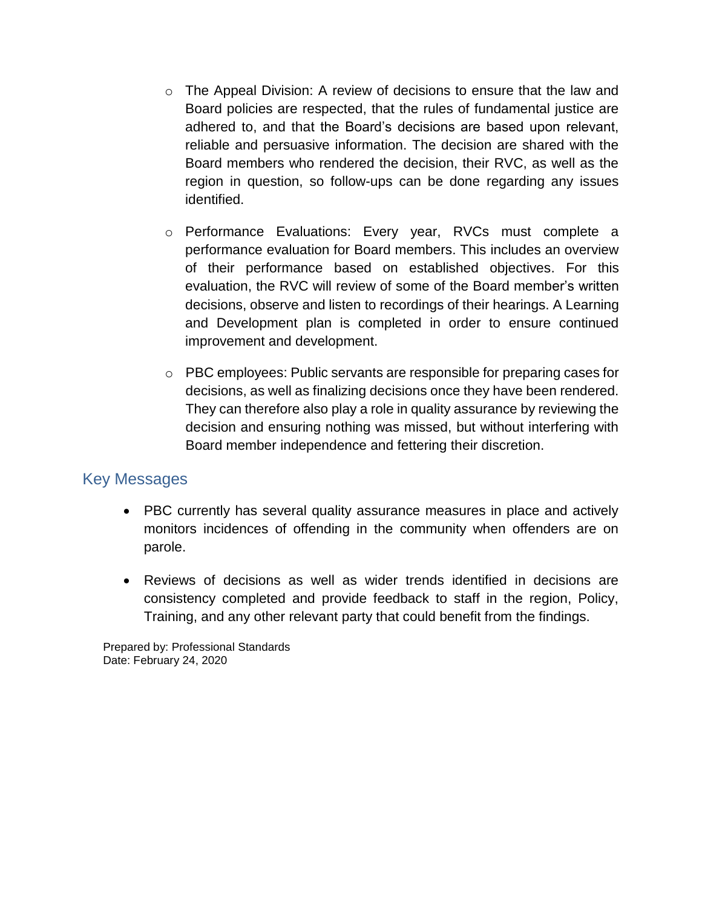- The Appeal Division: A review of decisions to ensure that the law and Board policies are respected, that the rules of fundamental justice are adhered to, and that the Board's decisions are based upon relevant, reliable and persuasive information. The decision are shared with the Board members who rendered the decision, their RVC, as well as the region in question, so follow-ups can be done regarding any issues identified.

- Performance Evaluations: Every year, RVCs must complete a performance evaluation for Board members. This includes an overview of their performance based on established objectives. For this evaluation, the RVC will review of some of the Board member's written decisions, observe and listen to recordings of their hearings. A Learning and Development plan is completed in order to ensure continued improvement and development.

- PBC employees: Public servants are responsible for preparing cases for decisions, as well as finalizing decisions once they have been rendered. They can therefore also play a role in quality assurance by reviewing the decision and ensuring nothing was missed, but without interfering with Board member independence and fettering their discretion.

## Key Messages

- PBC currently has several quality assurance measures in place and actively monitors incidences of offending in the community when offenders are on parole.

- Reviews of decisions as well as wider trends identified in decisions are consistency completed and provide feedback to staff in the region, Policy, Training, and any other relevant party that could benefit from the findings.

Prepared by: Professional Standards
Date: February 24, 2020